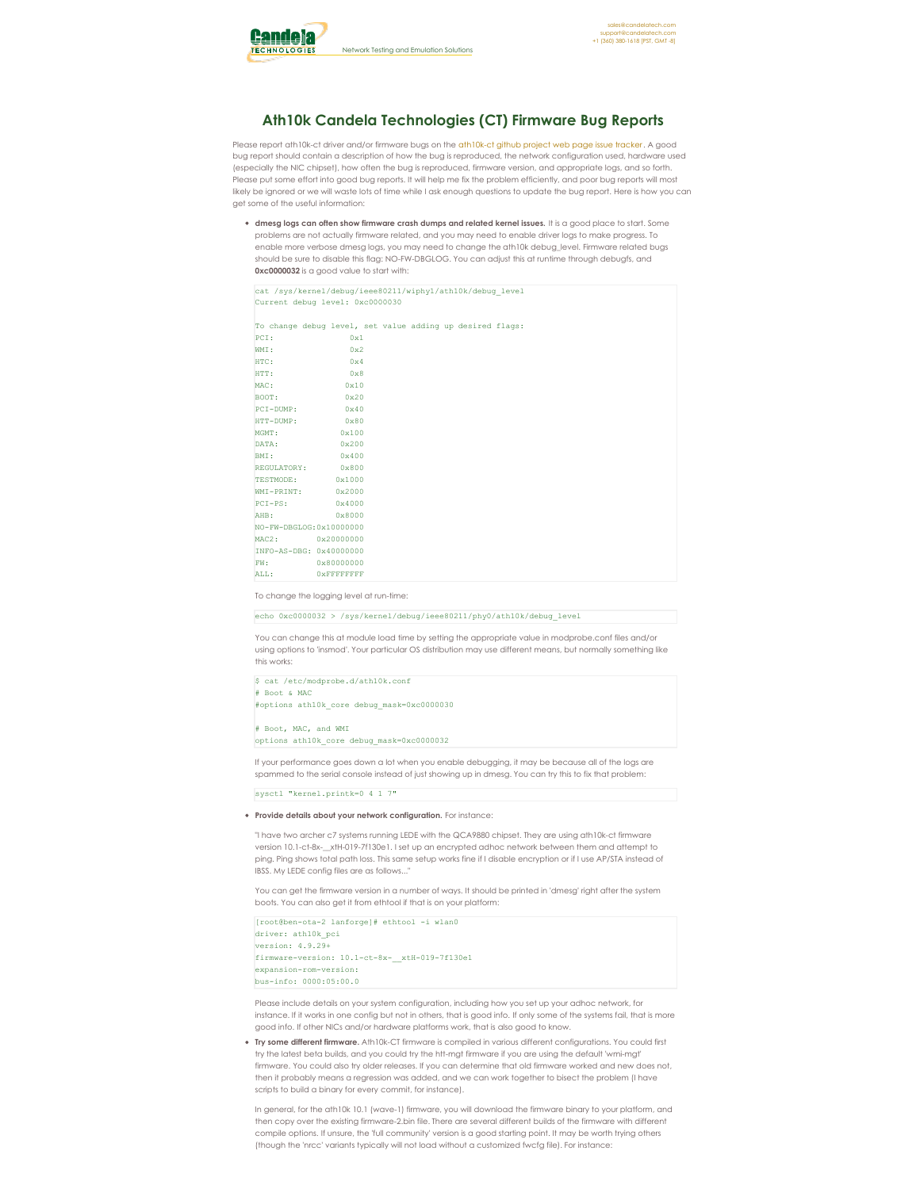# Ath10k Candela Technologies (CT) Firmware Bug Reports

Please report ath10k-ct driver and/or firmware bugs on the ath10k-ct github project web page issue tracker. A good bug report should contain a description of how the bug is reproduced, the network configuration used, hardware used (especially the NIC chipset), how often the bug is reproduced, firmware version, and appropriate logs, and so forth. Please put some effort into good bug reports. It will help me fix the problem efficiently, and poor bug reports will most likely be ignored or we will waste lots of time while I ask enough questions to update the bug report. Here is how you can get some of the useful information:

- **dmesg logs can often show firmware crash dumps and related kernel issues.** It is a good place to start. Some problems are not actually firmware related, and you may need to enable driver logs to make progress. To enable more verbose dmesg logs, you may need to change the ath10k debug_level. Firmware related bugs should be sure to disable this flag: NO-FW-DBGLOG. You can adjust this at runtime through debugfs, and **0xc0000032** is a good value to start with:

```
cat /sys/kernel/debug/ieee80211/wiphy1/ath10k/debug_level
Current debug level: 0xc0000030

To change debug level, set value adding up desired flags:
PCI:                0x1
WMI:                0x2
HTC:                0x4
HTT:                0x8
MAC:               0x10
BOOT:              0x20
PCI-DUMP:          0x40
HTT-DUMP:          0x80
MGMT:             0x100
DATA:             0x200
BMI:              0x400
REGULATORY:       0x800
TESTMODE:        0x1000
WMI-PRINT:       0x2000
PCI-PS:          0x4000
AHB:             0x8000
NO-FW-DBGLOG:0x10000000
MAC2:        0x20000000
INFO-AS-DBG: 0x40000000
FW:          0x80000000
ALL:         0xFFFFFFFF
```

To change the logging level at run-time:

```
echo 0xc0000032 > /sys/kernel/debug/ieee80211/phy0/ath10k/debug_level
```

You can change this at module load time by setting the appropriate value in modprobe.conf files and/or using options to 'insmod'. Your particular OS distribution may use different means, but normally something like this works:

```
$ cat /etc/modprobe.d/ath10k.conf
# Boot & MAC
#options ath10k_core debug_mask=0xc0000030

# Boot, MAC, and WMI
options ath10k_core debug_mask=0xc0000032
```

If your performance goes down a lot when you enable debugging, it may be because all of the logs are spammed to the serial console instead of just showing up in dmesg. You can try this to fix that problem:

```
sysctl "kernel.printk=0 4 1 7"
```

- **Provide details about your network configuration.** For instance:

"I have two archer c7 systems running LEDE with the QCA9880 chipset. They are using ath10k-ct firmware version 10.1-ct-8x-__xtH-019-7f130e1. I set up an encrypted adhoc network between them and attempt to ping. Ping shows total path loss. This same setup works fine if I disable encryption or if I use AP/STA instead of IBSS. My LEDE config files are as follows..."

You can get the firmware version in a number of ways. It should be printed in 'dmesg' right after the system boots. You can also get it from ethtool if that is on your platform:

```
[root@ben-ota-2 lanforge]# ethtool -i wlan0
driver: ath10k_pci
version: 4.9.29+
firmware-version: 10.1-ct-8x-__xtH-019-7f130e1
expansion-rom-version:
bus-info: 0000:05:00.0
```

Please include details on your system configuration, including how you set up your adhoc network, for instance. If it works in one config but not in others, that is good info. If only some of the systems fail, that is more good info. If other NICs and/or hardware platforms work, that is also good to know.

- **Try some different firmware.** Ath10k-CT firmware is compiled in various different configurations. You could first try the latest beta builds, and you could try the htt-mgt firmware if you are using the default 'wmi-mgt' firmware. You could also try older releases. If you can determine that old firmware worked and new does not, then it probably means a regression was added, and we can work together to bisect the problem (I have scripts to build a binary for every commit, for instance).

In general, for the ath10k 10.1 (wave-1) firmware, you will download the firmware binary to your platform, and then copy over the existing firmware-2.bin file. There are several different builds of the firmware with different compile options. If unsure, the 'full community' version is a good starting point. It may be worth trying others (though the 'nrcc' variants typically will not load without a customized fwcfg file). For instance: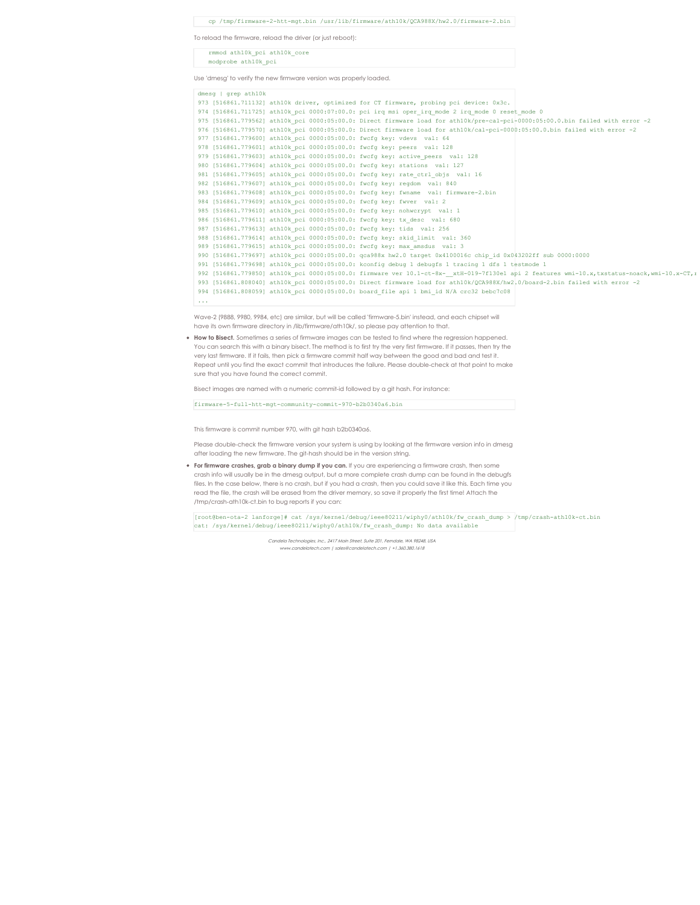```
cp /tmp/firmware-2-htt-mgt.bin /usr/lib/firmware/ath10k/QCA988X/hw2.0/firmware-2.bin
```

To reload the firmware, reload the driver (or just reboot):

```
rmmod ath10k_pci ath10k_core
modprobe ath10k_pci
```

Use 'dmesg' to verify the new firmware version was properly loaded.

```
dmesg | grep ath10k
973 [516861.711132] ath10k driver, optimized for CT firmware, probing pci device: 0x3c.
974 [516861.711725] ath10k_pci 0000:07:00.0: pci irq msi oper_irq_mode 2 irq_mode 0 reset_mode 0
975 [516861.779562] ath10k_pci 0000:05:00.0: Direct firmware load for ath10k/pre-cal-pci-0000:05:00.0.bin failed with error -2
976 [516861.779570] ath10k_pci 0000:05:00.0: Direct firmware load for ath10k/cal-pci-0000:05:00.0.bin failed with error -2
977 [516861.779600] ath10k_pci 0000:05:00.0: fwcfg key: vdevs  val: 64
978 [516861.779601] ath10k_pci 0000:05:00.0: fwcfg key: peers  val: 128
979 [516861.779603] ath10k_pci 0000:05:00.0: fwcfg key: active_peers  val: 128
980 [516861.779604] ath10k_pci 0000:05:00.0: fwcfg key: stations  val: 127
981 [516861.779605] ath10k_pci 0000:05:00.0: fwcfg key: rate_ctrl_objs  val: 16
982 [516861.779607] ath10k_pci 0000:05:00.0: fwcfg key: regdom  val: 840
983 [516861.779608] ath10k_pci 0000:05:00.0: fwcfg key: fwname  val: firmware-2.bin
984 [516861.779609] ath10k_pci 0000:05:00.0: fwcfg key: fwver  val: 2
985 [516861.779610] ath10k_pci 0000:05:00.0: fwcfg key: nohwcrypt  val: 1
986 [516861.779611] ath10k_pci 0000:05:00.0: fwcfg key: tx_desc  val: 680
987 [516861.779613] ath10k_pci 0000:05:00.0: fwcfg key: tids  val: 256
988 [516861.779614] ath10k_pci 0000:05:00.0: fwcfg key: skid_limit  val: 360
989 [516861.779615] ath10k_pci 0000:05:00.0: fwcfg key: max_amsdus  val: 3
990 [516861.779697] ath10k_pci 0000:05:00.0: qca988x hw2.0 target 0x4100016c chip_id 0x043202ff sub 0000:0000
991 [516861.779698] ath10k_pci 0000:05:00.0: kconfig debug 1 debugfs 1 tracing 1 dfs 1 testmode 1
992 [516861.779850] ath10k_pci 0000:05:00.0: firmware ver 10.1-ct-8x-__xtH-019-7f130e1 api 2 features wmi-10.x,txstatus-noack,wmi-10.x-CT,r
993 [516861.808040] ath10k_pci 0000:05:00.0: Direct firmware load for ath10k/QCA988X/hw2.0/board-2.bin failed with error -2
994 [516861.808059] ath10k_pci 0000:05:00.0: board_file api 1 bmi_id N/A crc32 bebc7c08
...
```

Wave-2 (9888, 9980, 9984, etc) are similar, but will be called 'firmware-5.bin' instead, and each chipset will have its own firmware directory in /lib/firmware/ath10k/, so please pay attention to that.

- **How to Bisect.** Sometimes a series of firmware images can be tested to find where the regression happened. You can search this with a binary bisect. The method is to first try the very first firmware. If it passes, then try the very last firmware. If it fails, then pick a firmware commit half way between the good and bad and test it. Repeat until you find the exact commit that introduces the failure. Please double-check at that point to make sure that you have found the correct commit.

  Bisect images are named with a numeric commit-id followed by a git hash. For instance:

  ```
  firmware-5-full-htt-mgt-community-commit-970-b2b0340a6.bin
  ```

  This firmware is commit number 970, with git hash b2b0340a6.

  Please double-check the firmware version your system is using by looking at the firmware version info in dmesg after loading the new firmware. The git-hash should be in the version string.

- **For firmware crashes, grab a binary dump if you can.** If you are experiencing a firmware crash, then some crash info will usually be in the dmesg output, but a more complete crash dump can be found in the debugfs files. In the case below, there is no crash, but if you had a crash, then you could save it like this. Each time you read the file, the crash will be erased from the driver memory, so save it properly the first time! Attach the /tmp/crash-ath10k-ct.bin to bug reports if you can:

  ```
  [root@ben-ota-2 lanforge]# cat /sys/kernel/debug/ieee80211/wiphy0/ath10k/fw_crash_dump > /tmp/crash-ath10k-ct.bin
  cat: /sys/kernel/debug/ieee80211/wiphy0/ath10k/fw_crash_dump: No data available
  ```